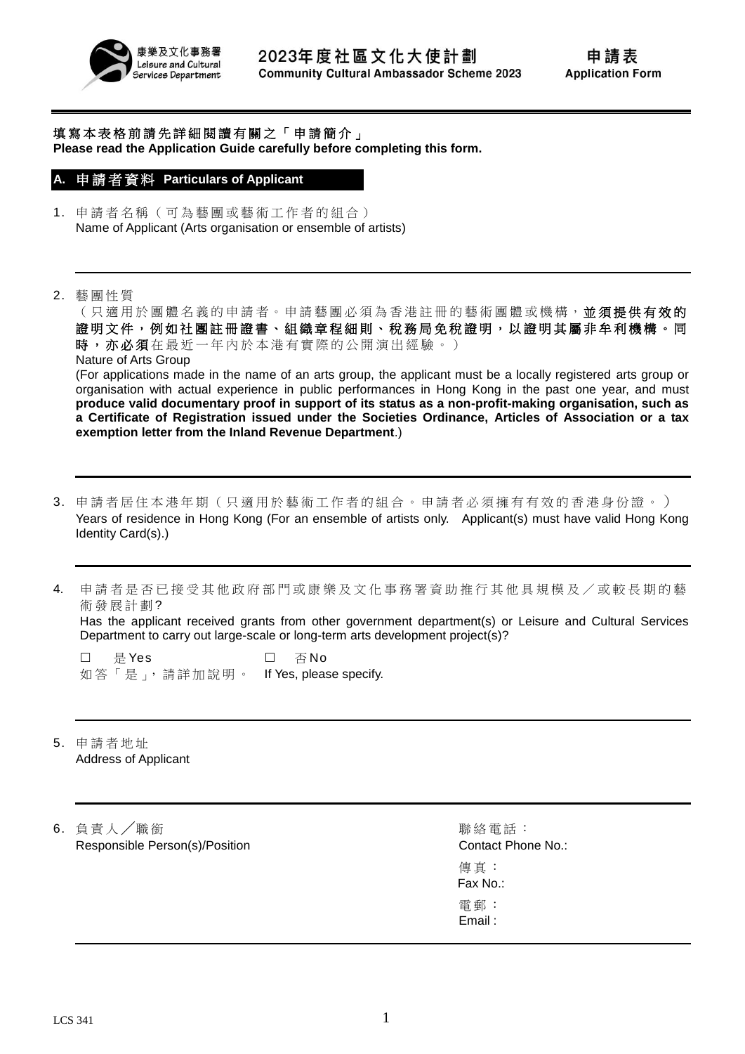康樂及文化事務署
Leisure and Cultural Services Department

# 2023年度社區文化大使計劃 Community Cultural Ambassador Scheme 2023

## 申請表 Application Form

**填寫本表格前請先詳細閱讀有關之「申請簡介」**
**Please read the Application Guide carefully before completing this form.**

## A. 申請者資料 Particulars of Applicant

1. 申請者名稱（可為藝團或藝術工作者的組合）
   Name of Applicant (Arts organisation or ensemble of artists)

2. 藝團性質
   （只適用於團體名義的申請者。申請藝團必須為香港註冊的藝術團體或機構，**並須提供有效的證明文件，例如社團註冊證書、組織章程細則、稅務局免稅證明，以證明其屬非牟利機構。同時，亦必須**在最近一年內於本港有實際的公開演出經驗。）
   Nature of Arts Group
   (For applications made in the name of an arts group, the applicant must be a locally registered arts group or organisation with actual experience in public performances in Hong Kong in the past one year, and must **produce valid documentary proof in support of its status as a non-profit-making organisation, such as a Certificate of Registration issued under the Societies Ordinance, Articles of Association or a tax exemption letter from the Inland Revenue Department**.)

3. 申請者居住本港年期（只適用於藝術工作者的組合。申請者必須擁有有效的香港身份證。）
   Years of residence in Hong Kong (For an ensemble of artists only. Applicant(s) must have valid Hong Kong Identity Card(s).)

4. 申請者是否已接受其他政府部門或康樂及文化事務署資助推行其他具規模及／或較長期的藝術發展計劃?
   Has the applicant received grants from other government department(s) or Leisure and Cultural Services Department to carry out large-scale or long-term arts development project(s)?

   ☐ 是 Yes ☐ 否 No
   如答「是」，請詳加說明。 If Yes, please specify.

5. 申請者地址
   Address of Applicant

6. 負責人／職銜
   Responsible Person(s)/Position

   聯絡電話：
   Contact Phone No.:

   傳真：
   Fax No.:

   電郵：
   Email :

LCS 341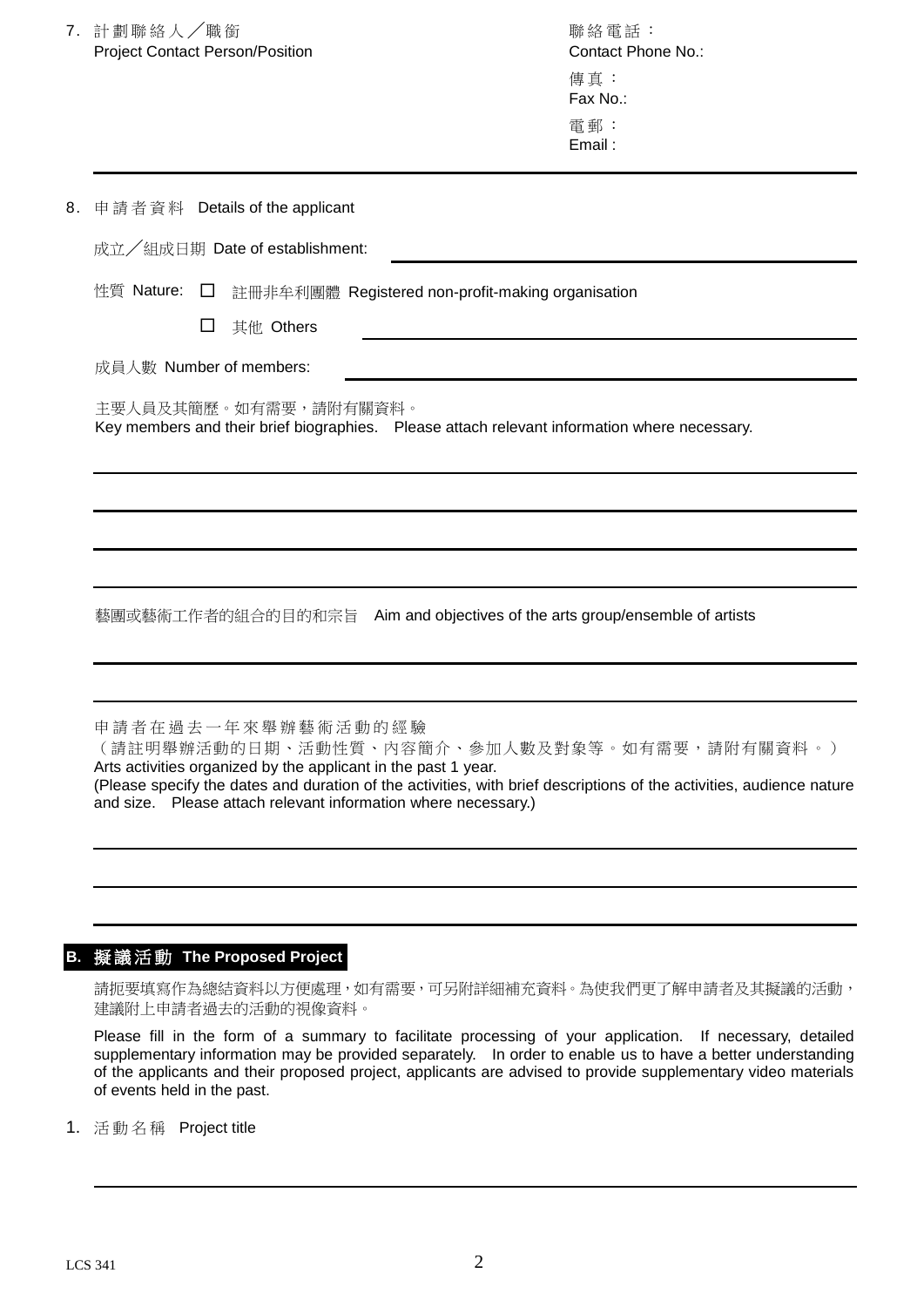7. 計劃聯絡人／職銜 Project Contact Person/Position

聯絡電話：Contact Phone No.:

傳真：Fax No.:

電郵：Email :

8. 申請者資料 Details of the applicant

成立／組成日期 Date of establishment: ____________________

性質 Nature: ☐ 註冊非牟利團體 Registered non-profit-making organisation

☐ 其他 Others ____________________

成員人數 Number of members: ____________________

主要人員及其簡歷。如有需要，請附有關資料。
Key members and their brief biographies. Please attach relevant information where necessary.

____________________

____________________

____________________

____________________

藝團或藝術工作者的組合的目的和宗旨 Aim and objectives of the arts group/ensemble of artists

____________________

____________________

申請者在過去一年來舉辦藝術活動的經驗
（請註明舉辦活動的日期、活動性質、內容簡介、參加人數及對象等。如有需要，請附有關資料。）
Arts activities organized by the applicant in the past 1 year.
(Please specify the dates and duration of the activities, with brief descriptions of the activities, audience nature and size. Please attach relevant information where necessary.)

____________________

____________________

____________________

## B. 擬議活動 The Proposed Project

請扼要填寫作為總結資料以方便處理，如有需要，可另附詳細補充資料。為使我們更了解申請者及其擬議的活動，建議附上申請者過去的活動的視像資料。

Please fill in the form of a summary to facilitate processing of your application. If necessary, detailed supplementary information may be provided separately. In order to enable us to have a better understanding of the applicants and their proposed project, applicants are advised to provide supplementary video materials of events held in the past.

1. 活動名稱 Project title

____________________

LCS 341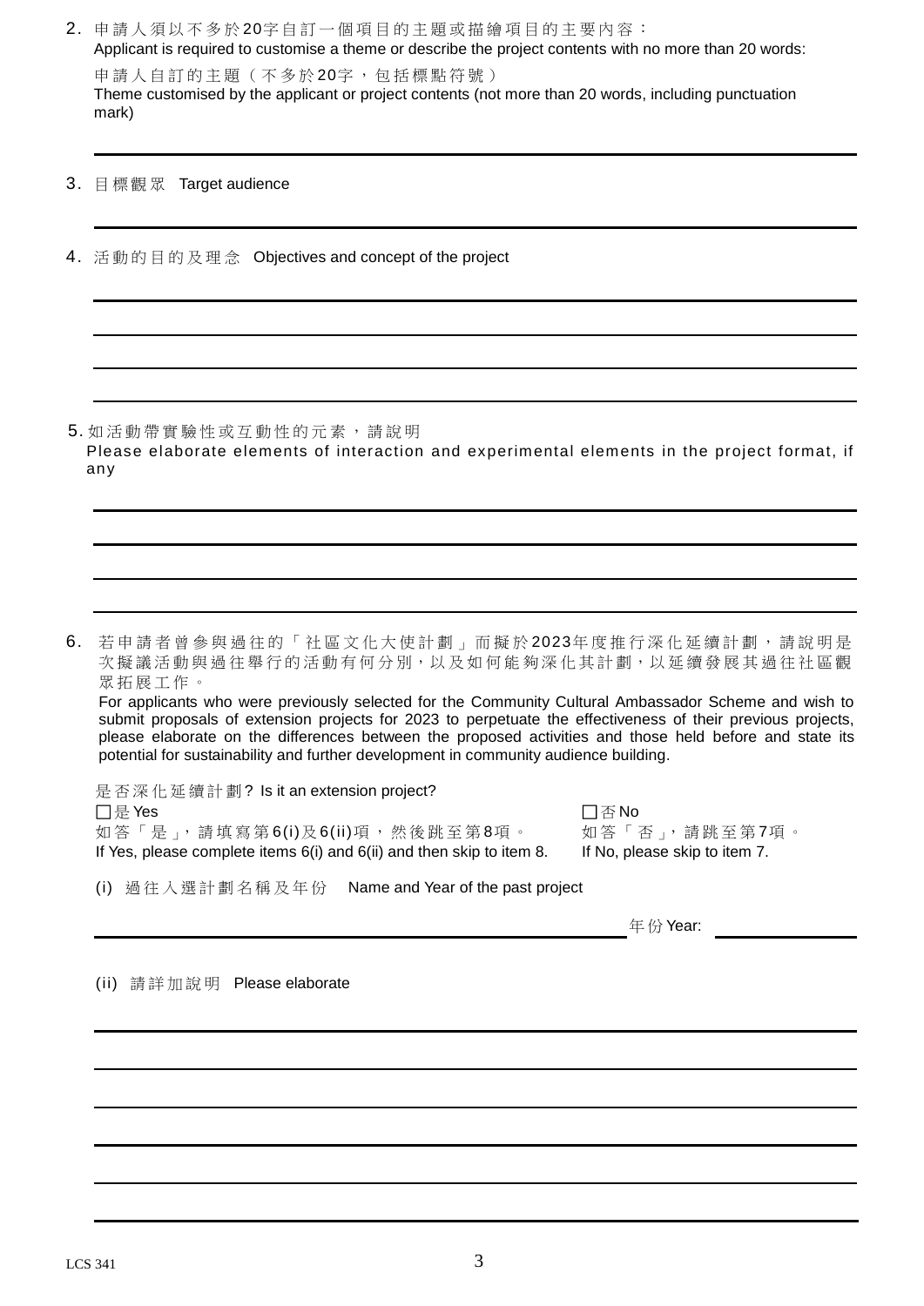2. 申請人須以不多於20字自訂一個項目的主題或描繪項目的主要內容：
Applicant is required to customise a theme or describe the project contents with no more than 20 words:

申請人自訂的主題（不多於20字，包括標點符號）
Theme customised by the applicant or project contents (not more than 20 words, including punctuation mark)

_______________________________________________

3. 目標觀眾 Target audience

_______________________________________________

4. 活動的目的及理念 Objectives and concept of the project

_______________________________________________

_______________________________________________

_______________________________________________

_______________________________________________

5. 如活動帶實驗性或互動性的元素，請說明
Please elaborate elements of interaction and experimental elements in the project format, if any

_______________________________________________

_______________________________________________

_______________________________________________

_______________________________________________

6. 若申請者曾參與過往的「社區文化大使計劃」而擬於2023年度推行深化延續計劃，請說明是次擬議活動與過往舉行的活動有何分別，以及如何能夠深化其計劃，以延續發展其過往社區觀眾拓展工作。
For applicants who were previously selected for the Community Cultural Ambassador Scheme and wish to submit proposals of extension projects for 2023 to perpetuate the effectiveness of their previous projects, please elaborate on the differences between the proposed activities and those held before and state its potential for sustainability and further development in community audience building.

是否深化延續計劃? Is it an extension project?

☐ 是 Yes
如答「是」，請填寫第6(i)及6(ii)項，然後跳至第8項。
If Yes, please complete items 6(i) and 6(ii) and then skip to item 8.

☐ 否 No
如答「否」，請跳至第7項。
If No, please skip to item 7.

(i) 過往入選計劃名稱及年份 Name and Year of the past project

_______________________________________________ 年份 Year: ______________

(ii) 請詳加說明 Please elaborate

_______________________________________________

_______________________________________________

_______________________________________________

_______________________________________________

_______________________________________________

_______________________________________________

LCS 341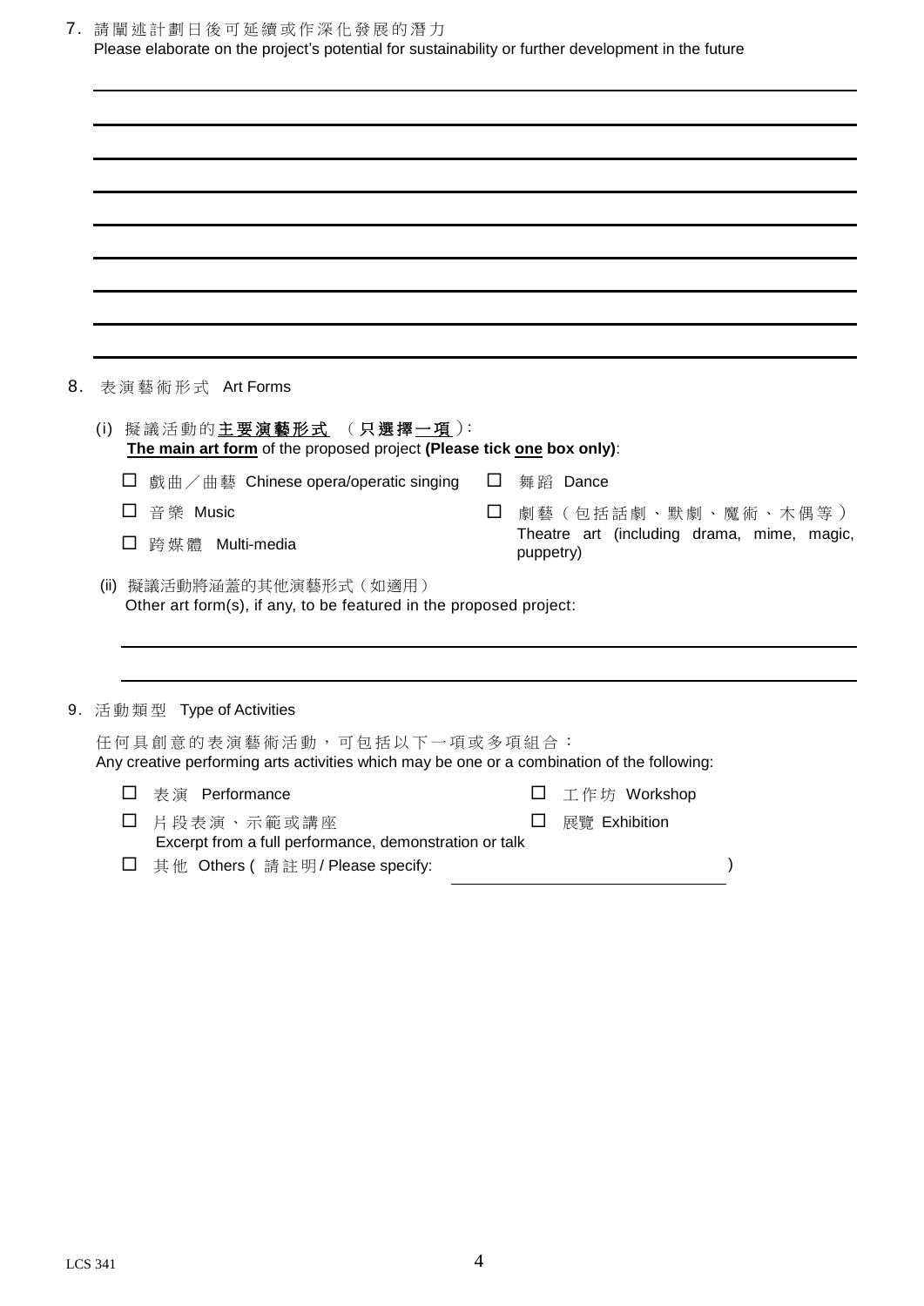7. 請闡述計劃日後可延續或作深化發展的潛力
Please elaborate on the project's potential for sustainability or further development in the future

8. 表演藝術形式 Art Forms

(i) 擬議活動的**<u>主要演藝形式</u>** （**只選擇<u>一</u>項**）:
**<u>The main art form</u> of the proposed project (Please tick <u>one</u> box only)**:

- ☐ 戲曲／曲藝 Chinese opera/operatic singing
- ☐ 舞蹈 Dance
- ☐ 音樂 Music
- ☐ 劇藝（包括話劇、默劇、魔術、木偶等） Theatre art (including drama, mime, magic, puppetry)
- ☐ 跨媒體 Multi-media

(ii) 擬議活動將涵蓋的其他演藝形式（如適用）
Other art form(s), if any, to be featured in the proposed project:

9. 活動類型 Type of Activities

任何具創意的表演藝術活動，可包括以下一項或多項組合：
Any creative performing arts activities which may be one or a combination of the following:

- ☐ 表演 Performance
- ☐ 工作坊 Workshop
- ☐ 片段表演、示範或講座 Excerpt from a full performance, demonstration or talk
- ☐ 展覽 Exhibition
- ☐ 其他 Others ( 請註明 / Please specify: ______________________ )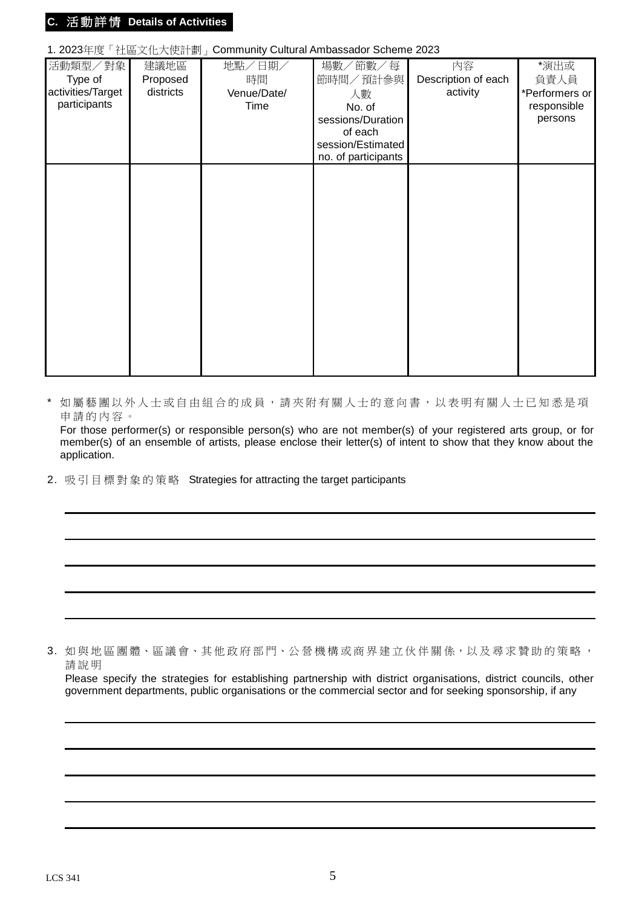## C. 活動詳情 Details of Activities

1. 2023年度「社區文化大使計劃」Community Cultural Ambassador Scheme 2023

| 活動類型／對象 Type of activities/Target participants | 建議地區 Proposed districts | 地點／日期／時間 Venue/Date/ Time | 場數／節數／每節時間／預計參與人數 No. of sessions/Duration of each session/Estimated no. of participants | 內容 Description of each activity | *演出或負責人員 *Performers or responsible persons |
|---|---|---|---|---|---|
| | | | | | |

\* 如屬藝團以外人士或自由組合的成員，請夾附有關人士的意向書，以表明有關人士已知悉是項申請的內容。
For those performer(s) or responsible person(s) who are not member(s) of your registered arts group, or for member(s) of an ensemble of artists, please enclose their letter(s) of intent to show that they know about the application.

2. 吸引目標對象的策略 Strategies for attracting the target participants

\_\_\_\_\_\_\_\_\_\_\_\_\_\_\_\_\_\_\_\_\_\_\_\_\_\_\_\_\_\_\_\_\_\_\_\_\_\_\_\_

\_\_\_\_\_\_\_\_\_\_\_\_\_\_\_\_\_\_\_\_\_\_\_\_\_\_\_\_\_\_\_\_\_\_\_\_\_\_\_\_

\_\_\_\_\_\_\_\_\_\_\_\_\_\_\_\_\_\_\_\_\_\_\_\_\_\_\_\_\_\_\_\_\_\_\_\_\_\_\_\_

\_\_\_\_\_\_\_\_\_\_\_\_\_\_\_\_\_\_\_\_\_\_\_\_\_\_\_\_\_\_\_\_\_\_\_\_\_\_\_\_

\_\_\_\_\_\_\_\_\_\_\_\_\_\_\_\_\_\_\_\_\_\_\_\_\_\_\_\_\_\_\_\_\_\_\_\_\_\_\_\_

3. 如與地區團體、區議會、其他政府部門、公營機構或商界建立伙伴關係，以及尋求贊助的策略，請說明
Please specify the strategies for establishing partnership with district organisations, district councils, other government departments, public organisations or the commercial sector and for seeking sponsorship, if any

\_\_\_\_\_\_\_\_\_\_\_\_\_\_\_\_\_\_\_\_\_\_\_\_\_\_\_\_\_\_\_\_\_\_\_\_\_\_\_\_

\_\_\_\_\_\_\_\_\_\_\_\_\_\_\_\_\_\_\_\_\_\_\_\_\_\_\_\_\_\_\_\_\_\_\_\_\_\_\_\_

\_\_\_\_\_\_\_\_\_\_\_\_\_\_\_\_\_\_\_\_\_\_\_\_\_\_\_\_\_\_\_\_\_\_\_\_\_\_\_\_

\_\_\_\_\_\_\_\_\_\_\_\_\_\_\_\_\_\_\_\_\_\_\_\_\_\_\_\_\_\_\_\_\_\_\_\_\_\_\_\_

\_\_\_\_\_\_\_\_\_\_\_\_\_\_\_\_\_\_\_\_\_\_\_\_\_\_\_\_\_\_\_\_\_\_\_\_\_\_\_\_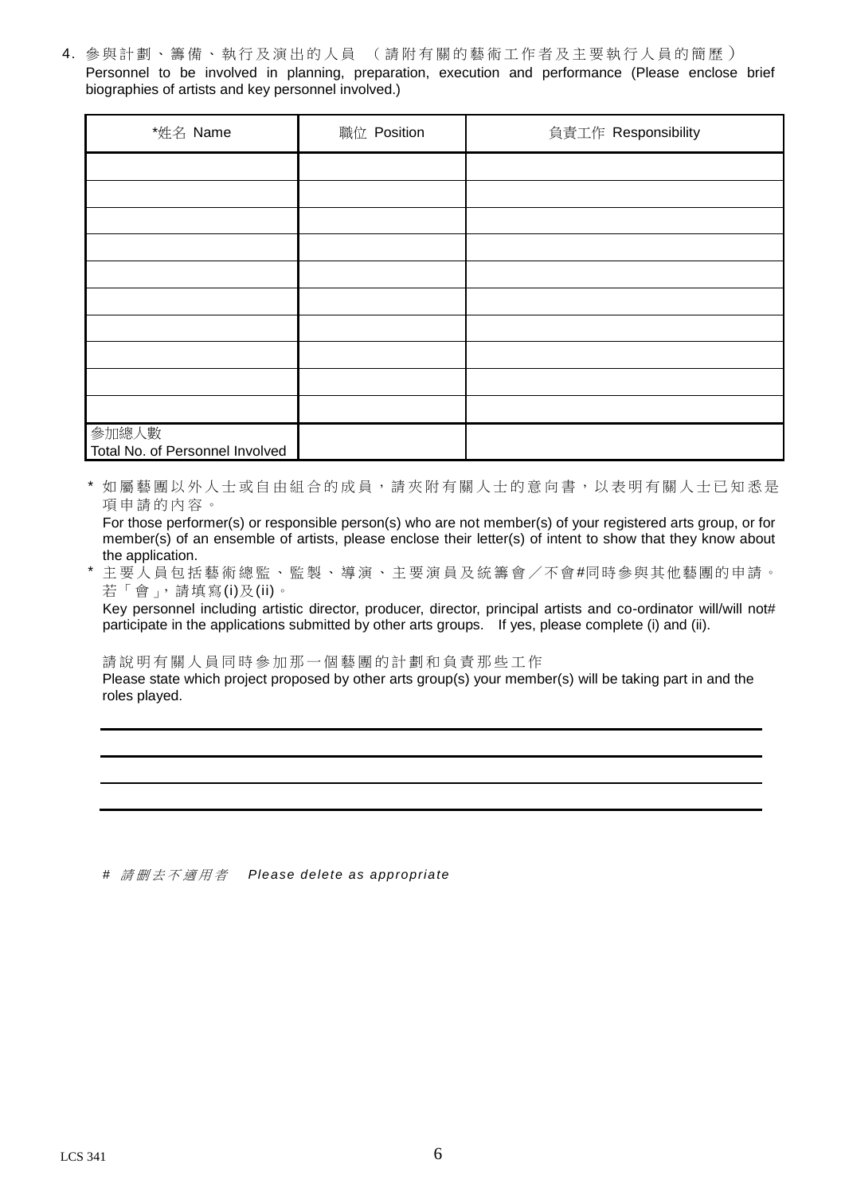4. 參與計劃、籌備、執行及演出的人員 （請附有關的藝術工作者及主要執行人員的簡歷）
Personnel to be involved in planning, preparation, execution and performance (Please enclose brief biographies of artists and key personnel involved.)

| *姓名 Name | 職位 Position | 負責工作 Responsibility |
|---|---|---|
| | | |
| | | |
| | | |
| | | |
| | | |
| | | |
| | | |
| | | |
| | | |
| | | |
| 參加總人數<br>Total No. of Personnel Involved | | |

\* 如屬藝團以外人士或自由組合的成員，請夾附有關人士的意向書，以表明有關人士已知悉是項申請的內容。
For those performer(s) or responsible person(s) who are not member(s) of your registered arts group, or for member(s) of an ensemble of artists, please enclose their letter(s) of intent to show that they know about the application.

\* 主要人員包括藝術總監、監製、導演、主要演員及統籌會／不會#同時參與其他藝團的申請。若「會」，請填寫(i)及(ii)。
Key personnel including artistic director, producer, director, principal artists and co-ordinator will/will not# participate in the applications submitted by other arts groups. If yes, please complete (i) and (ii).

請說明有關人員同時參加那一個藝團的計劃和負責那些工作
Please state which project proposed by other arts group(s) your member(s) will be taking part in and the roles played.

\_\_\_\_\_\_\_\_\_\_\_\_\_\_\_\_\_\_\_\_\_\_\_\_\_\_\_\_\_\_\_\_\_\_\_\_\_\_\_\_\_\_\_\_\_\_\_\_

\_\_\_\_\_\_\_\_\_\_\_\_\_\_\_\_\_\_\_\_\_\_\_\_\_\_\_\_\_\_\_\_\_\_\_\_\_\_\_\_\_\_\_\_\_\_\_\_

\_\_\_\_\_\_\_\_\_\_\_\_\_\_\_\_\_\_\_\_\_\_\_\_\_\_\_\_\_\_\_\_\_\_\_\_\_\_\_\_\_\_\_\_\_\_\_\_

\_\_\_\_\_\_\_\_\_\_\_\_\_\_\_\_\_\_\_\_\_\_\_\_\_\_\_\_\_\_\_\_\_\_\_\_\_\_\_\_\_\_\_\_\_\_\_\_

*# 請刪去不適用者 Please delete as appropriate*

LCS 341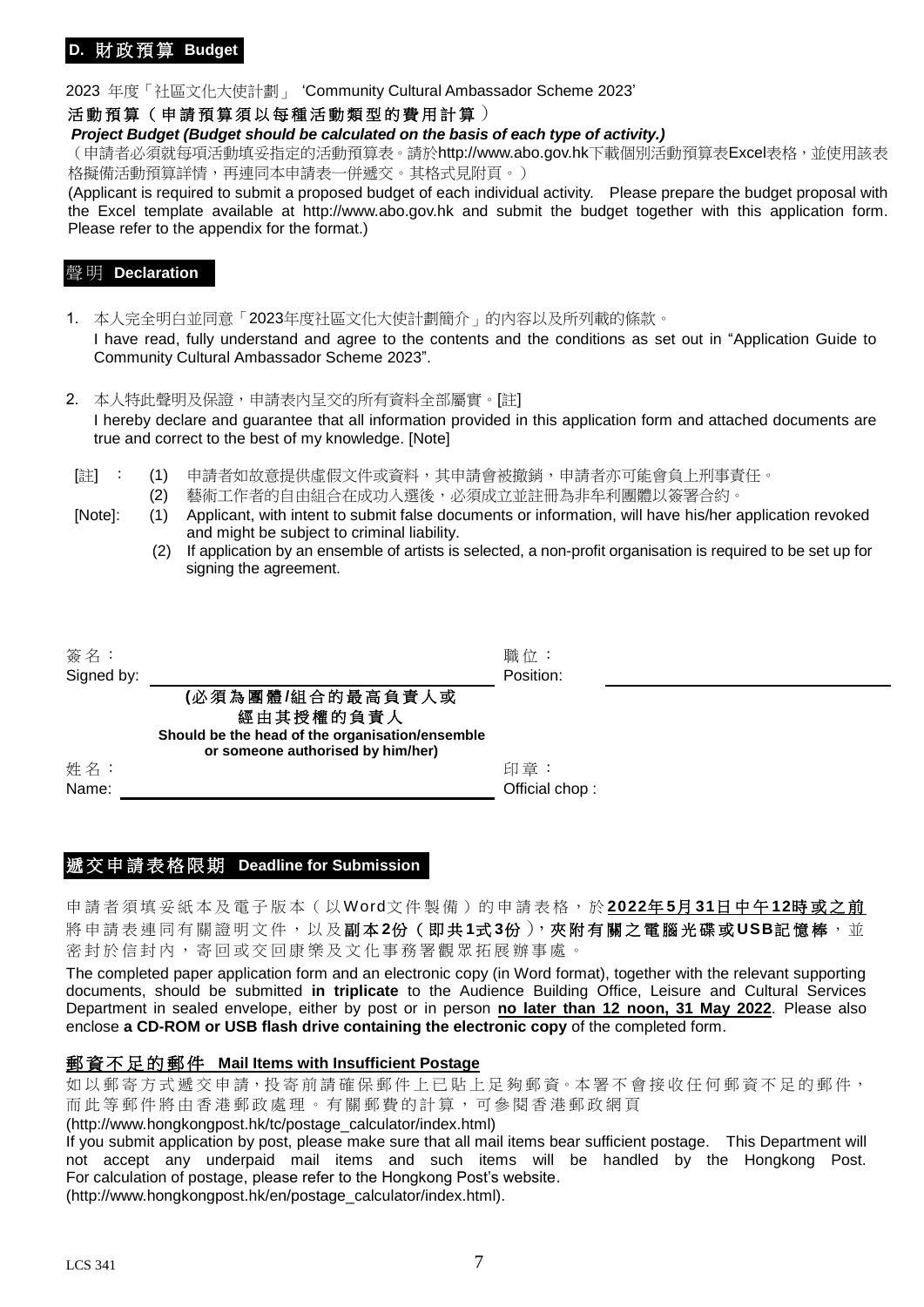## D. 財政預算 Budget

2023 年度「社區文化大使計劃」 'Community Cultural Ambassador Scheme 2023'

**活動預算（申請預算須以每種活動類型的費用計算）**

***Project Budget (Budget should be calculated on the basis of each type of activity.)***

（申請者必須就每項活動填妥指定的活動預算表。請於http://www.abo.gov.hk下載個別活動預算表Excel表格，並使用該表格擬備活動預算詳情，再連同本申請表一併遞交。其格式見附頁。）

(Applicant is required to submit a proposed budget of each individual activity. Please prepare the budget proposal with the Excel template available at http://www.abo.gov.hk and submit the budget together with this application form. Please refer to the appendix for the format.)

## 聲明 Declaration

1. 本人完全明白並同意「2023年度社區文化大使計劃簡介」的內容以及所列載的條款。
   I have read, fully understand and agree to the contents and the conditions as set out in "Application Guide to Community Cultural Ambassador Scheme 2023".

2. 本人特此聲明及保證，申請表內呈交的所有資料全部屬實。[註]
   I hereby declare and guarantee that all information provided in this application form and attached documents are true and correct to the best of my knowledge. [Note]

[註] ： (1) 申請者如故意提供虛假文件或資料，其申請會被撤銷，申請者亦可能會負上刑事責任。
(2) 藝術工作者的自由組合在成功入選後，必須成立並註冊為非牟利團體以簽署合約。

[Note]: (1) Applicant, with intent to submit false documents or information, will have his/her application revoked and might be subject to criminal liability.
(2) If application by an ensemble of artists is selected, a non-profit organisation is required to be set up for signing the agreement.

簽名：
Signed by: ______________________

**(必須為團體/組合的最高負責人或經由其授權的負責人**
**Should be the head of the organisation/ensemble or someone authorised by him/her)**

職位：
Position: ______________________

姓名：
Name: ______________________

印章：
Official chop :

## 遞交申請表格限期 Deadline for Submission

申請者須填妥紙本及電子版本（以Word文件製備）的申請表格，於**2022年5月31日中午12時或之前**將申請表連同有關證明文件，以及**副本2份（即共1式3份）**，**夾附有關之電腦光碟或USB記憶棒**，並密封於信封內，寄回或交回康樂及文化事務署觀眾拓展辦事處。

The completed paper application form and an electronic copy (in Word format), together with the relevant supporting documents, should be submitted **in triplicate** to the Audience Building Office, Leisure and Cultural Services Department in sealed envelope, either by post or in person **no later than 12 noon, 31 May 2022**. Please also enclose **a CD-ROM or USB flash drive containing the electronic copy** of the completed form.

### 郵資不足的郵件 Mail Items with Insufficient Postage

如以郵寄方式遞交申請，投寄前請確保郵件上已貼上足夠郵資。本署不會接收任何郵資不足的郵件，而此等郵件將由香港郵政處理。有關郵費的計算，可參閱香港郵政網頁 (http://www.hongkongpost.hk/tc/postage_calculator/index.html)

If you submit application by post, please make sure that all mail items bear sufficient postage. This Department will not accept any underpaid mail items and such items will be handled by the Hongkong Post. For calculation of postage, please refer to the Hongkong Post's website. (http://www.hongkongpost.hk/en/postage_calculator/index.html).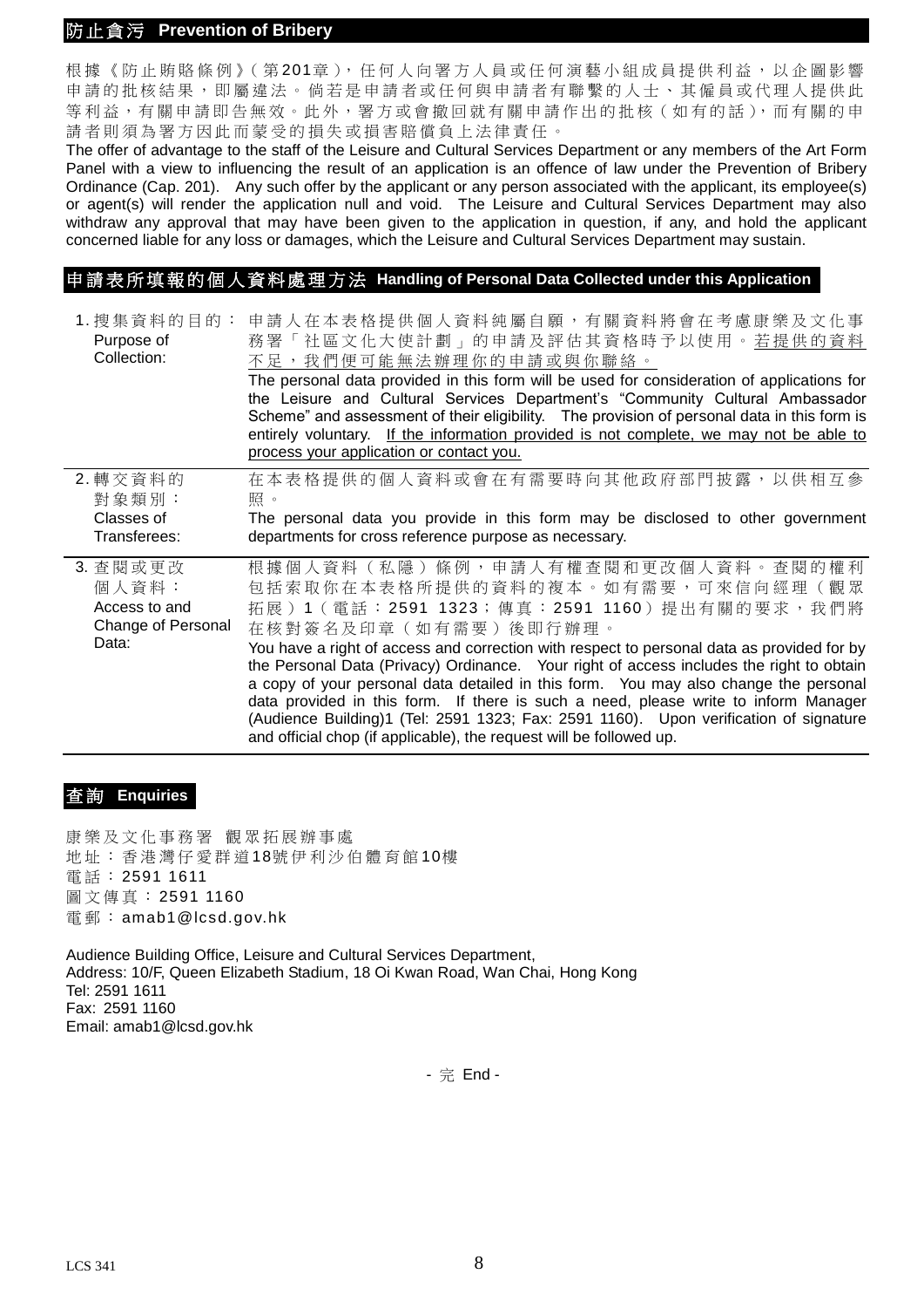## 防止貪污 Prevention of Bribery

根據《防止賄賂條例》(第201章)，任何人向署方人員或任何演藝小組成員提供利益，以企圖影響申請的批核結果，即屬違法。倘若是申請者或任何與申請者有聯繫的人士、其僱員或代理人提供此等利益，有關申請即告無效。此外，署方或會撤回就有關申請作出的批核(如有的話)，而有關的申請者則須為署方因此而蒙受的損失或損害賠償負上法律責任。

The offer of advantage to the staff of the Leisure and Cultural Services Department or any members of the Art Form Panel with a view to influencing the result of an application is an offence of law under the Prevention of Bribery Ordinance (Cap. 201). Any such offer by the applicant or any person associated with the applicant, its employee(s) or agent(s) will render the application null and void. The Leisure and Cultural Services Department may also withdraw any approval that may have been given to the application in question, if any, and hold the applicant concerned liable for any loss or damages, which the Leisure and Cultural Services Department may sustain.

## 申請表所填報的個人資料處理方法 Handling of Personal Data Collected under this Application

| | |
|---|---|
| 1. 搜集資料的目的：Purpose of Collection: | 申請人在本表格提供個人資料純屬自願，有關資料將會在考慮康樂及文化事務署「社區文化大使計劃」的申請及評估其資格時予以使用。<u>若提供的資料不足，我們便可能無法辦理你的申請或與你聯絡。</u> The personal data provided in this form will be used for consideration of applications for the Leisure and Cultural Services Department's "Community Cultural Ambassador Scheme" and assessment of their eligibility. The provision of personal data in this form is entirely voluntary. <u>If the information provided is not complete, we may not be able to process your application or contact you.</u> |
| 2. 轉交資料的對象類別：Classes of Transferees: | 在本表格提供的個人資料或會在有需要時向其他政府部門披露，以供相互參照。 The personal data you provide in this form may be disclosed to other government departments for cross reference purpose as necessary. |
| 3. 查閱或更改個人資料：Access to and Change of Personal Data: | 根據個人資料(私隱)條例，申請人有權查閱和更改個人資料。查閱的權利包括索取你在本表格所提供的資料的複本。如有需要，可來信向經理(觀眾拓展)1(電話：2591 1323；傳真：2591 1160)提出有關的要求，我們將在核對簽名及印章(如有需要)後即行辦理。 You have a right of access and correction with respect to personal data as provided for by the Personal Data (Privacy) Ordinance. Your right of access includes the right to obtain a copy of your personal data detailed in this form. You may also change the personal data provided in this form. If there is such a need, please write to inform Manager (Audience Building)1 (Tel: 2591 1323; Fax: 2591 1160). Upon verification of signature and official chop (if applicable), the request will be followed up. |

## 查詢 Enquiries

康樂及文化事務署 觀眾拓展辦事處
地址：香港灣仔愛群道18號伊利沙伯體育館10樓
電話：2591 1611
圖文傳真：2591 1160
電郵：amab1@lcsd.gov.hk

Audience Building Office, Leisure and Cultural Services Department,
Address: 10/F, Queen Elizabeth Stadium, 18 Oi Kwan Road, Wan Chai, Hong Kong
Tel: 2591 1611
Fax: 2591 1160
Email: amab1@lcsd.gov.hk

- 完 End -